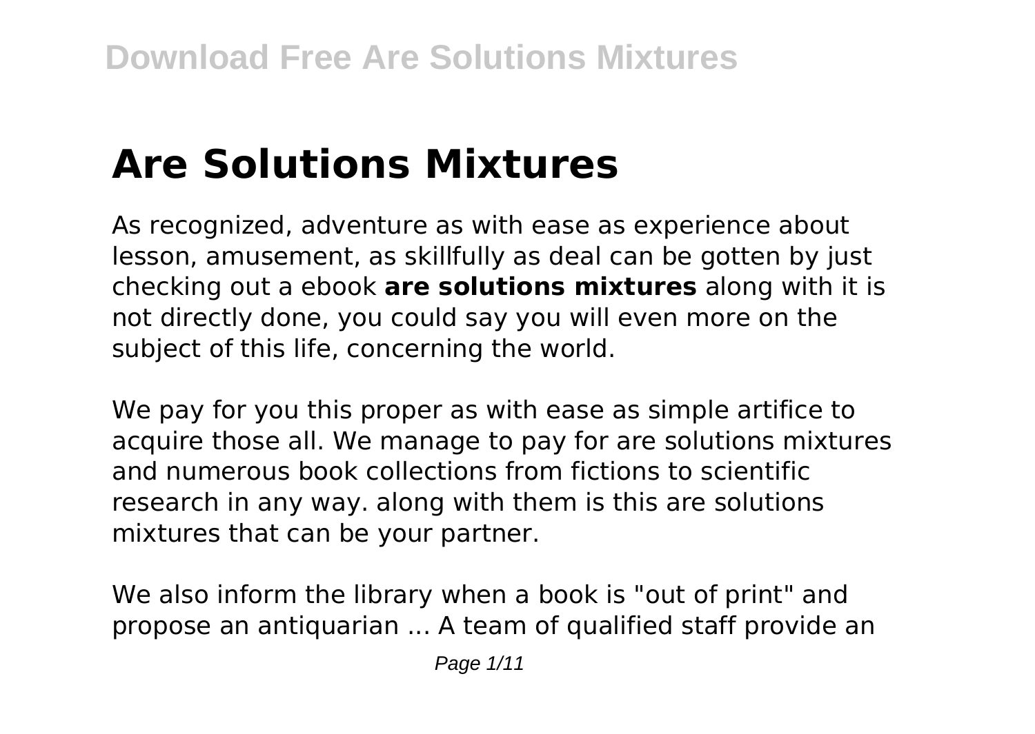# Are Solutions Mixtures

As recognized, adventure as with ease as experience about lesson, amusement, as skillfully as deal can be gotten by just checking out a ebook **are solutions mixtures** along with it is not directly done, you could say you will even more on the subject of this life, concerning the world.

We pay for you this proper as with ease as simple artifice to acquire those all. We manage to pay for are solutions mixtures and numerous book collections from fictions to scientific research in any way. along with them is this are solutions mixtures that can be your partner.

We also inform the library when a book is "out of print" and propose an antiquarian ... A team of qualified staff provide an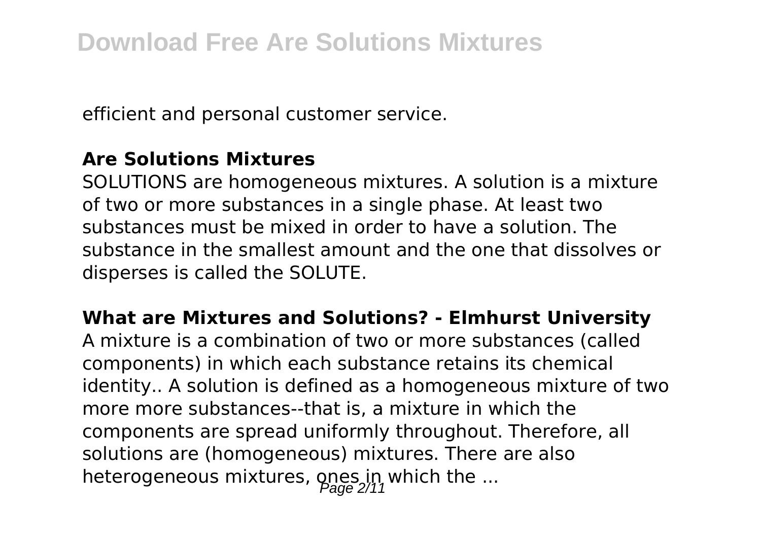efficient and personal customer service.

### **Are Solutions Mixtures**

SOLUTIONS are homogeneous mixtures. A solution is a mixture of two or more substances in a single phase. At least two substances must be mixed in order to have a solution. The substance in the smallest amount and the one that dissolves or disperses is called the SOLUTE.

### **What are Mixtures and Solutions? - Elmhurst University**

A mixture is a combination of two or more substances (called components) in which each substance retains its chemical identity.. A solution is defined as a homogeneous mixture of two more more substances--that is, a mixture in which the components are spread uniformly throughout. Therefore, all solutions are (homogeneous) mixtures. There are also heterogeneous mixtures, ones in which the ...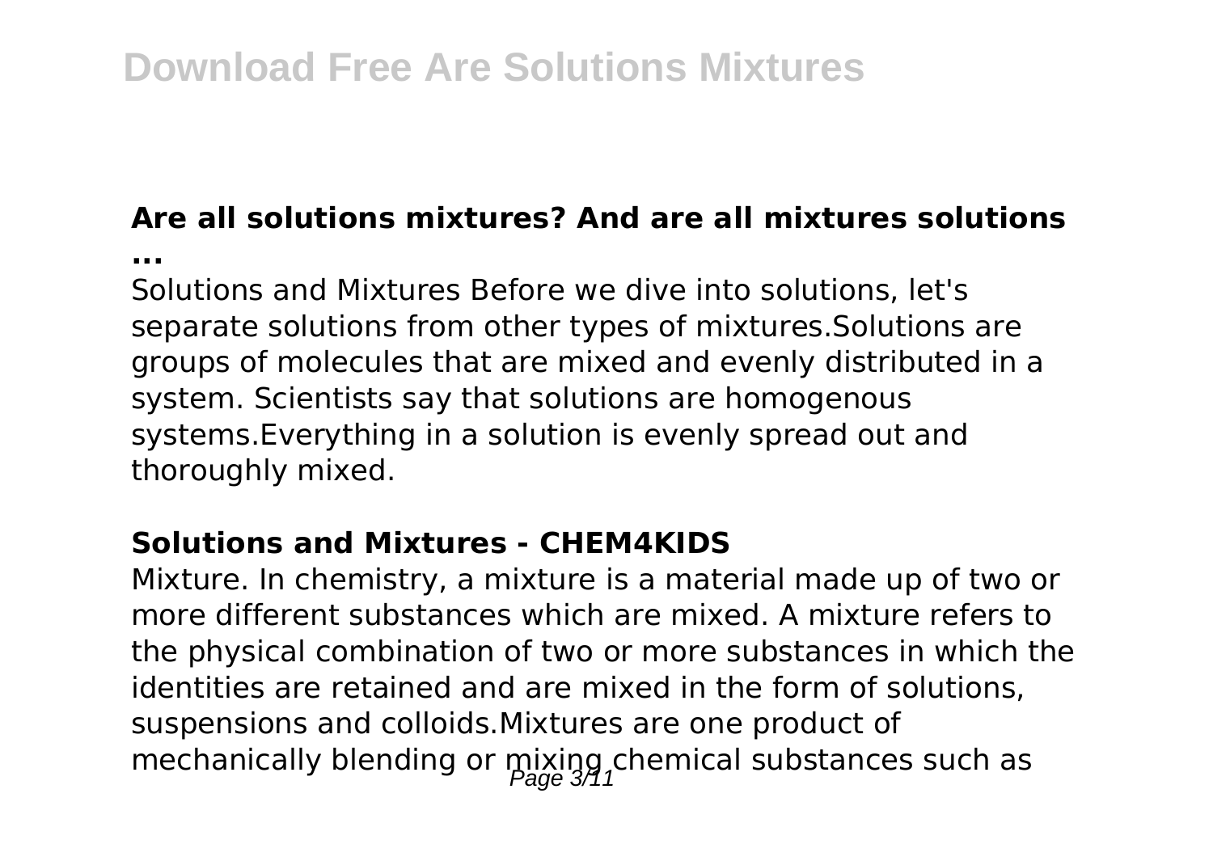### Are all solutions mixtures? And are all mixtures solutions ...

Solutions and Mixtures Before we dive into solutions, let's separate solutions from other types of mixtures.Solutions are groups of molecules that are mixed and evenly distributed in a system. Scientists say that solutions are homogenous systems.Everything in a solution is evenly spread out and thoroughly mixed.

### Solutions and Mixtures - CHEM4KIDS

Mixture. In chemistry, a mixture is a material made up of two or more different substances which are mixed. A mixture refers to the physical combination of two or more substances in which the identities are retained and are mixed in the form of solutions, suspensions and colloids.Mixtures are one product of mechanically blending or mixing chemical substances such as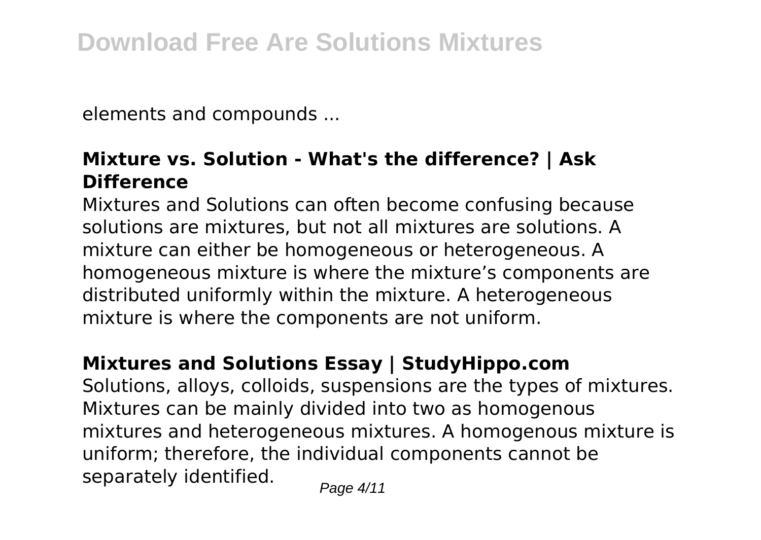elements and compounds ...

### Mixture vs. Solution - What's the difference? | Ask Difference

Mixtures and Solutions can often become confusing because solutions are mixtures, but not all mixtures are solutions. A mixture can either be homogeneous or heterogeneous. A homogeneous mixture is where the mixture's components are distributed uniformly within the mixture. A heterogeneous mixture is where the components are not uniform.

### Mixtures and Solutions Essay | StudyHippo.com

Solutions, alloys, colloids, suspensions are the types of mixtures. Mixtures can be mainly divided into two as homogenous mixtures and heterogeneous mixtures. A homogenous mixture is uniform; therefore, the individual components cannot be separately identified.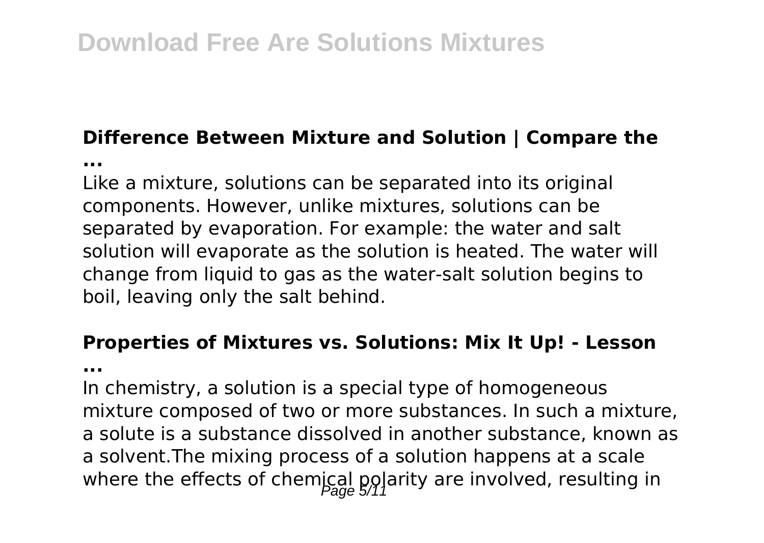## Difference Between Mixture and Solution | Compare the ...

Like a mixture, solutions can be separated into its original components. However, unlike mixtures, solutions can be separated by evaporation. For example: the water and salt solution will evaporate as the solution is heated. The water will change from liquid to gas as the water-salt solution begins to boil, leaving only the salt behind.

## Properties of Mixtures vs. Solutions: Mix It Up! - Lesson ...

In chemistry, a solution is a special type of homogeneous mixture composed of two or more substances. In such a mixture, a solute is a substance dissolved in another substance, known as a solvent.The mixing process of a solution happens at a scale where the effects of chemical polarity are involved, resulting in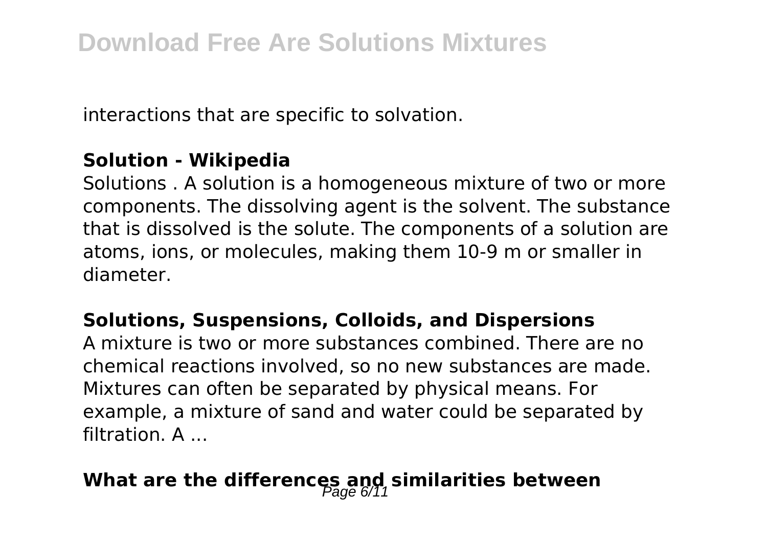interactions that are specific to solvation.

### Solution - Wikipedia

Solutions . A solution is a homogeneous mixture of two or more components. The dissolving agent is the solvent. The substance that is dissolved is the solute. The components of a solution are atoms, ions, or molecules, making them 10-9 m or smaller in diameter.

### Solutions, Suspensions, Colloids, and Dispersions

A mixture is two or more substances combined. There are no chemical reactions involved, so no new substances are made. Mixtures can often be separated by physical means. For example, a mixture of sand and water could be separated by filtration. A ...

## What are the differences and similarities between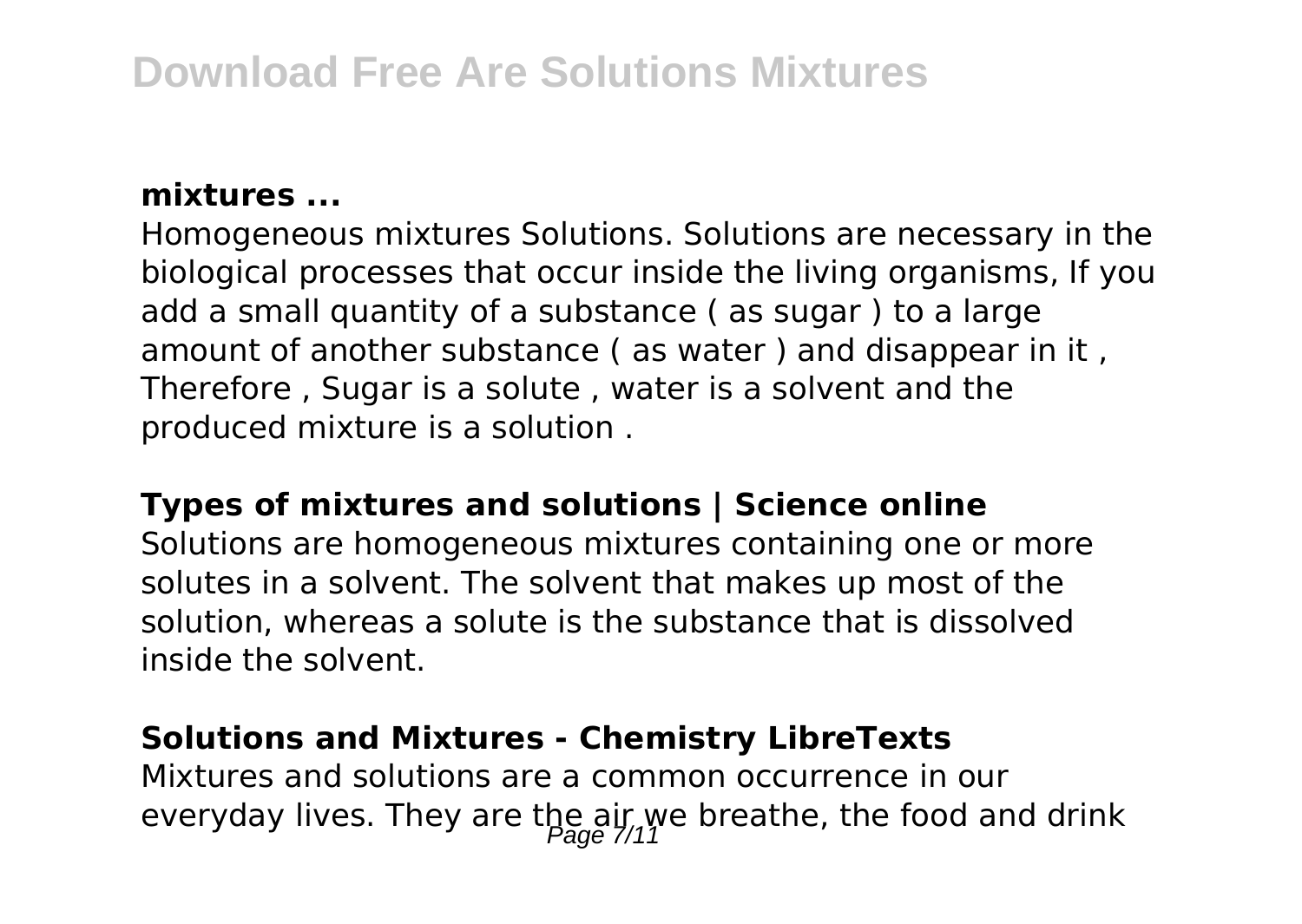### mixtures ...

Homogeneous mixtures Solutions. Solutions are necessary in the biological processes that occur inside the living organisms, If you add a small quantity of a substance ( as sugar ) to a large amount of another substance ( as water ) and disappear in it , Therefore , Sugar is a solute , water is a solvent and the produced mixture is a solution .

### Types of mixtures and solutions | Science online

Solutions are homogeneous mixtures containing one or more solutes in a solvent. The solvent that makes up most of the solution, whereas a solute is the substance that is dissolved inside the solvent.

### Solutions and Mixtures - Chemistry LibreTexts

Mixtures and solutions are a common occurrence in our everyday lives. They are the air we breathe, the food and drink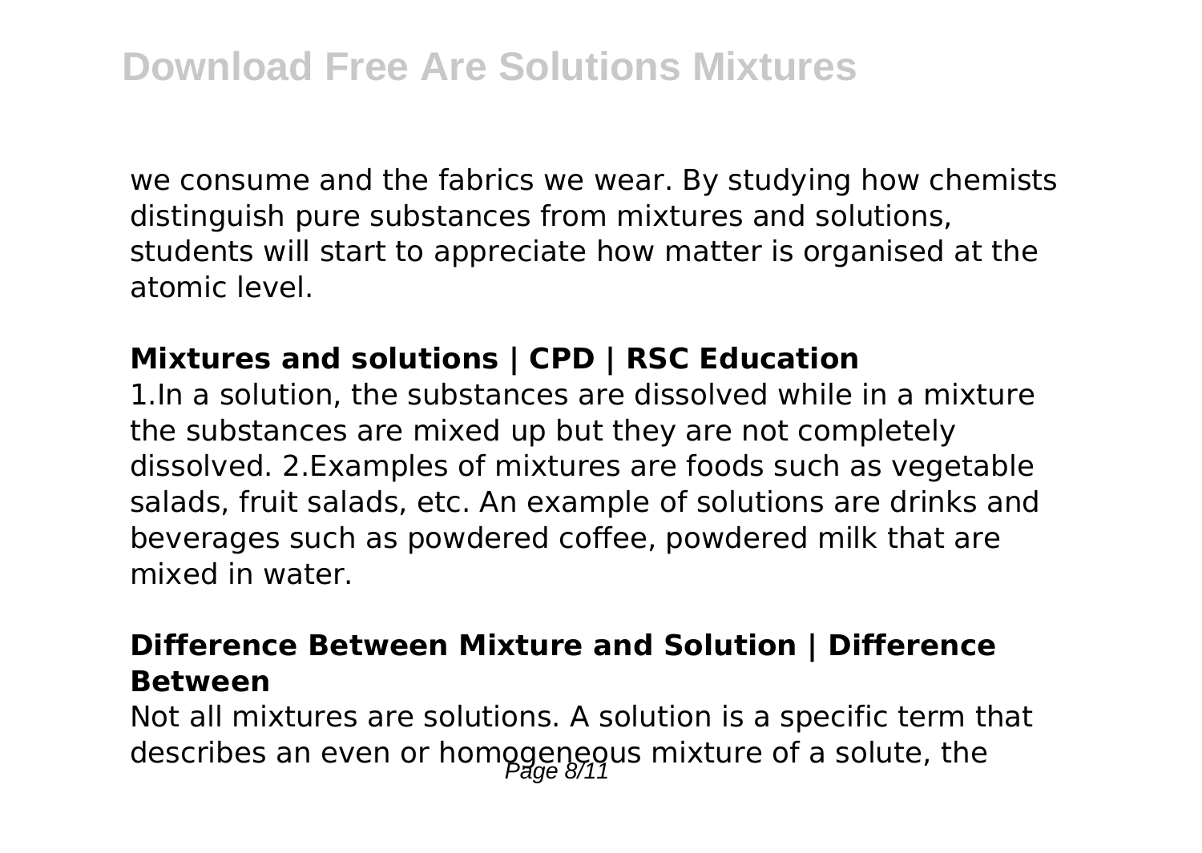we consume and the fabrics we wear. By studying how chemists distinguish pure substances from mixtures and solutions, students will start to appreciate how matter is organised at the atomic level.

**Mixtures and solutions | CPD | RSC Education**

1.In a solution, the substances are dissolved while in a mixture the substances are mixed up but they are not completely dissolved. 2.Examples of mixtures are foods such as vegetable salads, fruit salads, etc. An example of solutions are drinks and beverages such as powdered coffee, powdered milk that are mixed in water.

**Difference Between Mixture and Solution | Difference Between**

Not all mixtures are solutions. A solution is a specific term that describes an even or homogeneous mixture of a solute, the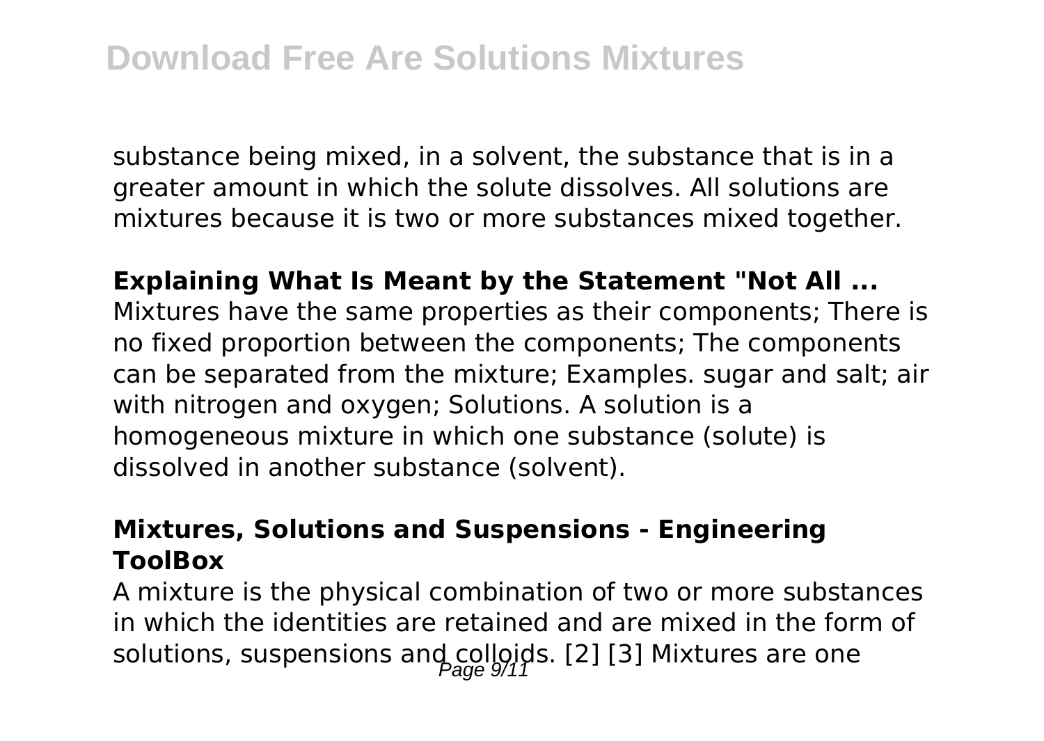substance being mixed, in a solvent, the substance that is in a greater amount in which the solute dissolves. All solutions are mixtures because it is two or more substances mixed together.

**Explaining What Is Meant by the Statement "Not All ...**

Mixtures have the same properties as their components; There is no fixed proportion between the components; The components can be separated from the mixture; Examples. sugar and salt; air with nitrogen and oxygen; Solutions. A solution is a homogeneous mixture in which one substance (solute) is dissolved in another substance (solvent).

**Mixtures, Solutions and Suspensions - Engineering ToolBox**

A mixture is the physical combination of two or more substances in which the identities are retained and are mixed in the form of solutions, suspensions and colloids. [2] [3] Mixtures are one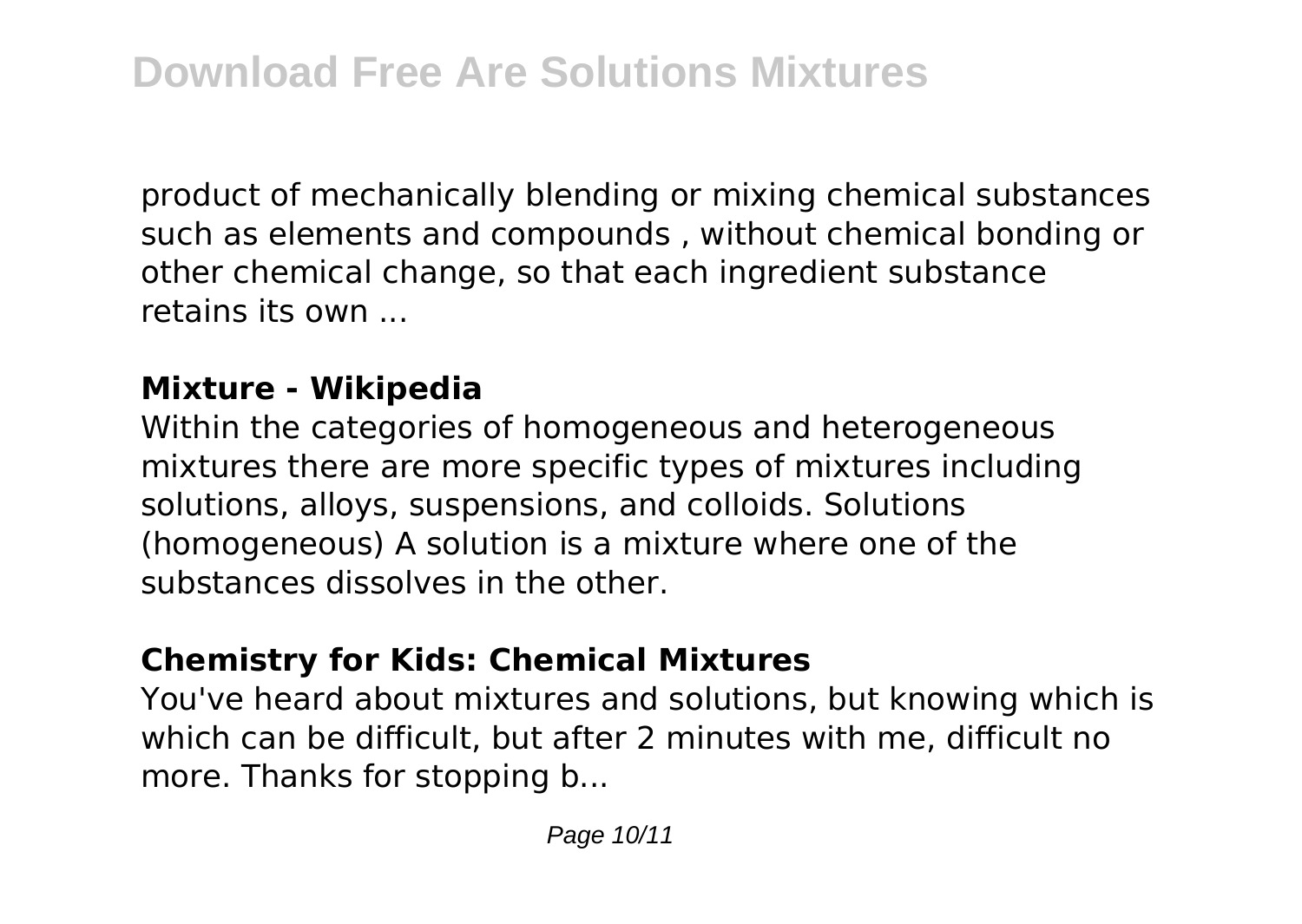product of mechanically blending or mixing chemical substances such as elements and compounds , without chemical bonding or other chemical change, so that each ingredient substance retains its own ...

**Mixture - Wikipedia**

Within the categories of homogeneous and heterogeneous mixtures there are more specific types of mixtures including solutions, alloys, suspensions, and colloids. Solutions (homogeneous) A solution is a mixture where one of the substances dissolves in the other.

**Chemistry for Kids: Chemical Mixtures**

You've heard about mixtures and solutions, but knowing which is which can be difficult, but after 2 minutes with me, difficult no more. Thanks for stopping b...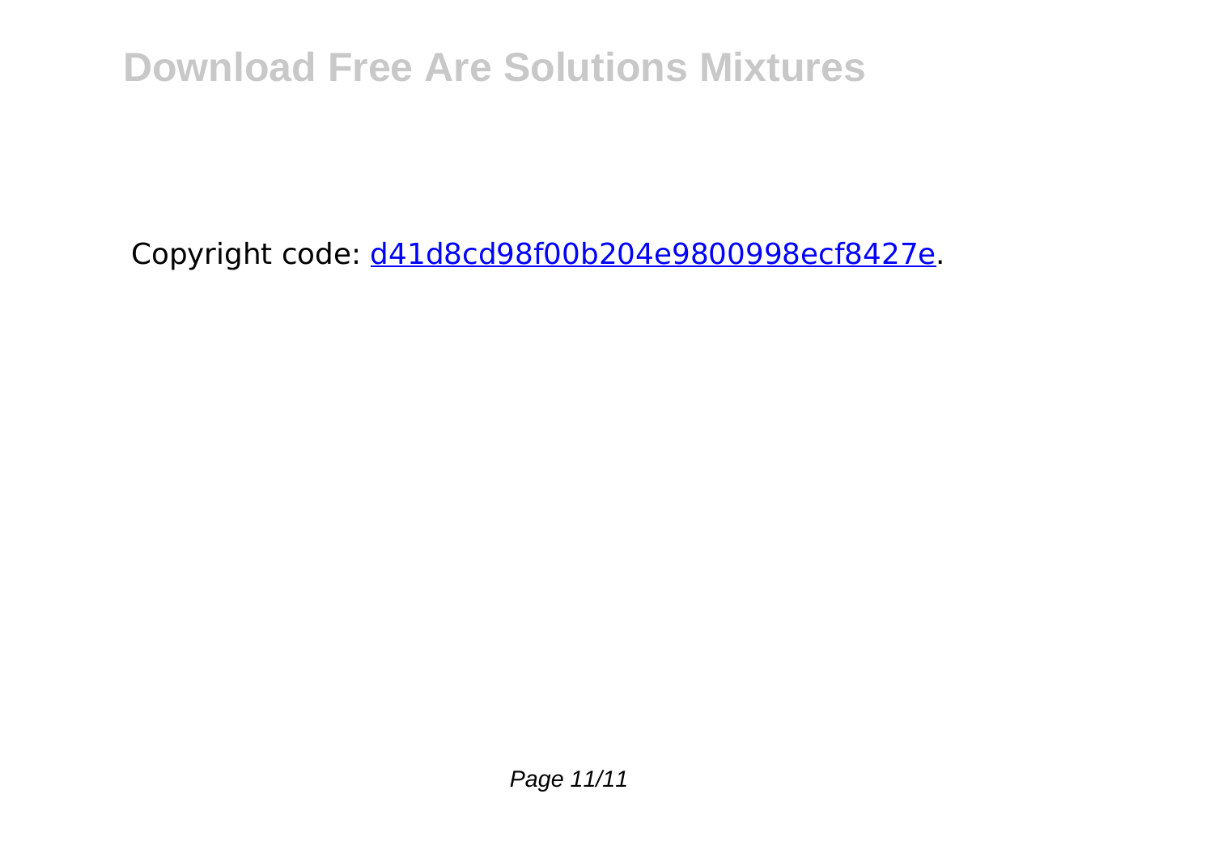Copyright code: d41d8cd98f00b204e9800998ecf8427e.